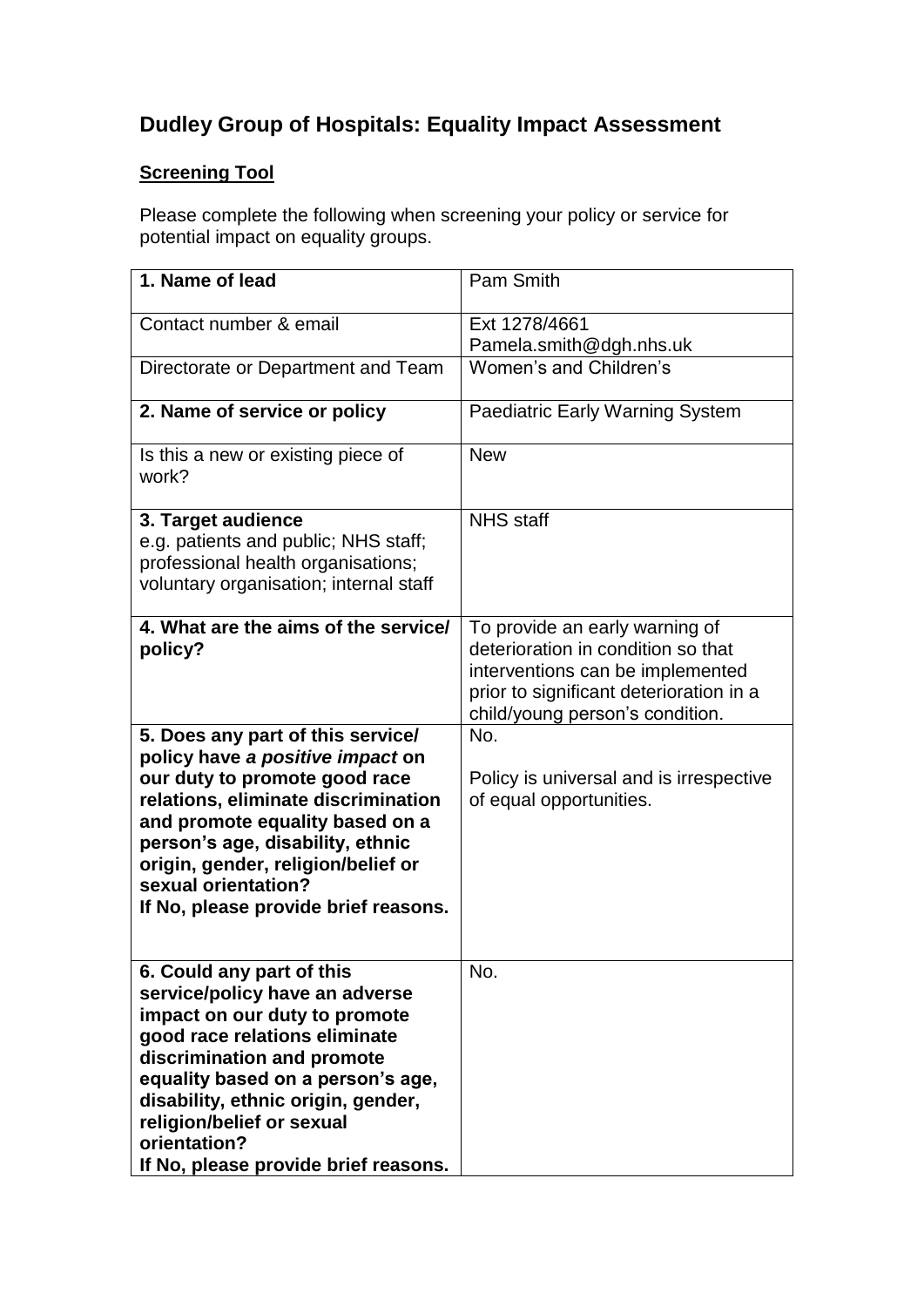# Dudley Group of Hospitals: Equality Impact Assessment

## Screening Tool

Please complete the following when screening your policy or service for potential impact on equality groups.

| | |
|---|---|
| **1. Name of lead** | Pam Smith |
| Contact number & email | Ext 1278/4661<br>Pamela.smith@dgh.nhs.uk |
| Directorate or Department and Team | Women's and Children's |
| **2. Name of service or policy** | Paediatric Early Warning System |
| Is this a new or existing piece of work? | New |
| **3. Target audience**<br>e.g. patients and public; NHS staff; professional health organisations; voluntary organisation; internal staff | NHS staff |
| **4. What are the aims of the service/ policy?** | To provide an early warning of deterioration in condition so that interventions can be implemented prior to significant deterioration in a child/young person's condition. |
| **5. Does any part of this service/ policy have *a positive impact* on our duty to promote good race relations, eliminate discrimination and promote equality based on a person's age, disability, ethnic origin, gender, religion/belief or sexual orientation?**<br>**If No, please provide brief reasons.** | No.<br><br>Policy is universal and is irrespective of equal opportunities. |
| **6. Could any part of this service/policy have an adverse impact on our duty to promote good race relations eliminate discrimination and promote equality based on a person's age, disability, ethnic origin, gender, religion/belief or sexual orientation?**<br>**If No, please provide brief reasons.** | No. |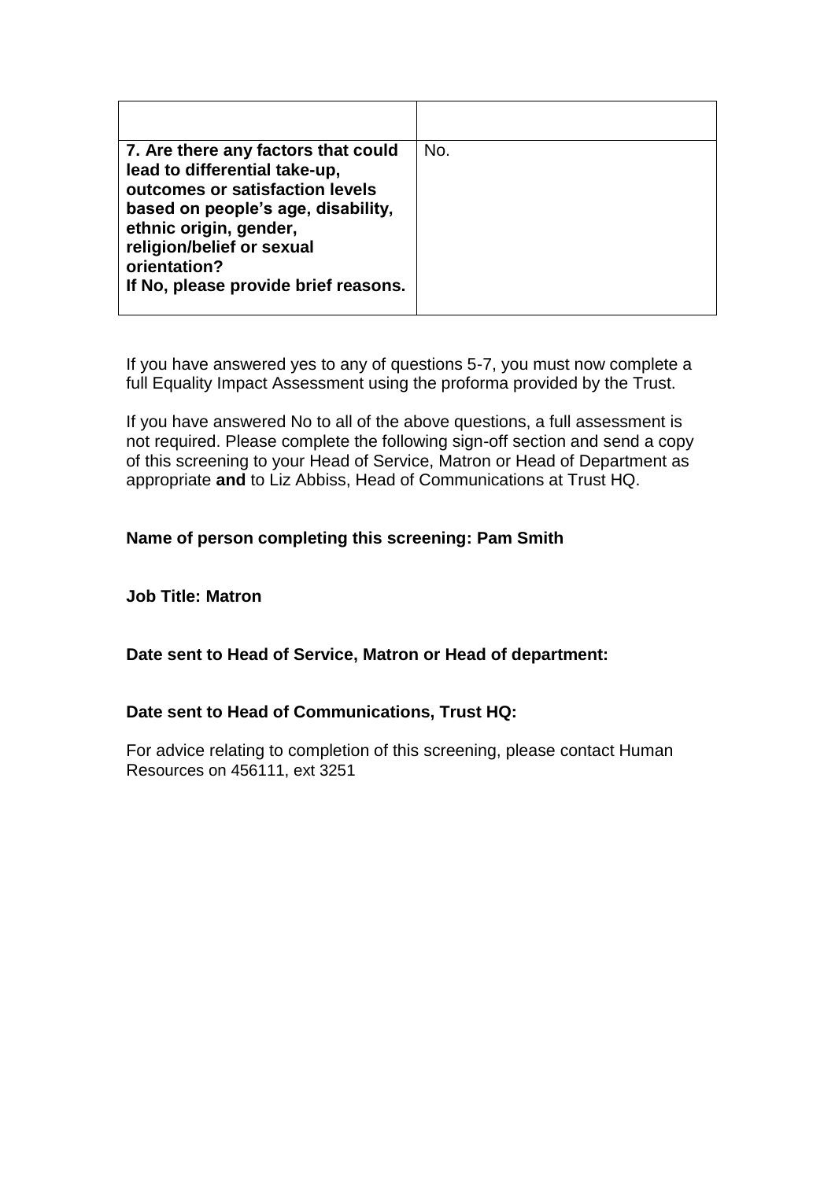| | |
|---|---|
| **7. Are there any factors that could lead to differential take-up, outcomes or satisfaction levels based on people's age, disability, ethnic origin, gender, religion/belief or sexual orientation? If No, please provide brief reasons.** | No. |

If you have answered yes to any of questions 5-7, you must now complete a full Equality Impact Assessment using the proforma provided by the Trust.

If you have answered No to all of the above questions, a full assessment is not required. Please complete the following sign-off section and send a copy of this screening to your Head of Service, Matron or Head of Department as appropriate **and** to Liz Abbiss, Head of Communications at Trust HQ.

**Name of person completing this screening: Pam Smith**

**Job Title: Matron**

**Date sent to Head of Service, Matron or Head of department:**

**Date sent to Head of Communications, Trust HQ:**

For advice relating to completion of this screening, please contact Human Resources on 456111, ext 3251